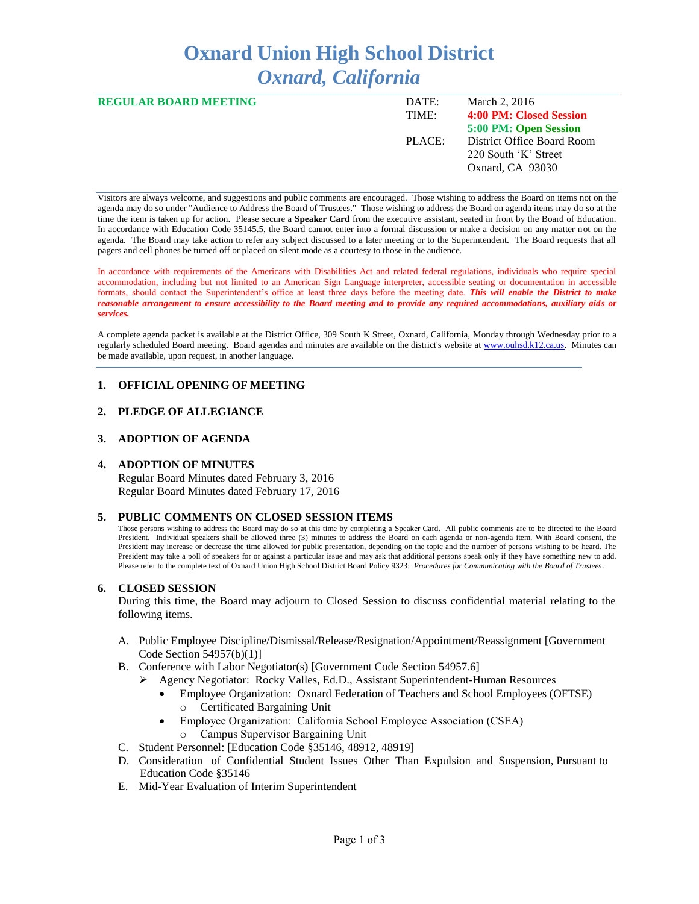# Oxnard Union High School District
## *Oxnard, California*

**REGULAR BOARD MEETING**

| | |
|---|---|
| DATE: | March 2, 2016 |
| TIME: | **4:00 PM: Closed Session** |
| | **5:00 PM: Open Session** |
| PLACE: | District Office Board Room |
| | 220 South 'K' Street |
| | Oxnard, CA 93030 |

Visitors are always welcome, and suggestions and public comments are encouraged. Those wishing to address the Board on items not on the agenda may do so under "Audience to Address the Board of Trustees." Those wishing to address the Board on agenda items may do so at the time the item is taken up for action. Please secure a **Speaker Card** from the executive assistant, seated in front by the Board of Education. In accordance with Education Code 35145.5, the Board cannot enter into a formal discussion or make a decision on any matter not on the agenda. The Board may take action to refer any subject discussed to a later meeting or to the Superintendent. The Board requests that all pagers and cell phones be turned off or placed on silent mode as a courtesy to those in the audience.

In accordance with requirements of the Americans with Disabilities Act and related federal regulations, individuals who require special accommodation, including but not limited to an American Sign Language interpreter, accessible seating or documentation in accessible formats, should contact the Superintendent's office at least three days before the meeting date. ***This will enable the District to make reasonable arrangement to ensure accessibility to the Board meeting and to provide any required accommodations, auxiliary aids or services.***

A complete agenda packet is available at the District Office, 309 South K Street, Oxnard, California, Monday through Wednesday prior to a regularly scheduled Board meeting. Board agendas and minutes are available on the district's website at www.ouhsd.k12.ca.us. Minutes can be made available, upon request, in another language.

### 1. OFFICIAL OPENING OF MEETING

### 2. PLEDGE OF ALLEGIANCE

### 3. ADOPTION OF AGENDA

### 4. ADOPTION OF MINUTES

Regular Board Minutes dated February 3, 2016
Regular Board Minutes dated February 17, 2016

### 5. PUBLIC COMMENTS ON CLOSED SESSION ITEMS

Those persons wishing to address the Board may do so at this time by completing a Speaker Card. All public comments are to be directed to the Board President. Individual speakers shall be allowed three (3) minutes to address the Board on each agenda or non-agenda item. With Board consent, the President may increase or decrease the time allowed for public presentation, depending on the topic and the number of persons wishing to be heard. The President may take a poll of speakers for or against a particular issue and may ask that additional persons speak only if they have something new to add. Please refer to the complete text of Oxnard Union High School District Board Policy 9323: *Procedures for Communicating with the Board of Trustees*.

### 6. CLOSED SESSION

During this time, the Board may adjourn to Closed Session to discuss confidential material relating to the following items.

A. Public Employee Discipline/Dismissal/Release/Resignation/Appointment/Reassignment [Government Code Section 54957(b)(1)]
B. Conference with Labor Negotiator(s) [Government Code Section 54957.6]
   - Agency Negotiator: Rocky Valles, Ed.D., Assistant Superintendent-Human Resources
     - Employee Organization: Oxnard Federation of Teachers and School Employees (OFTSE)
       - Certificated Bargaining Unit
     - Employee Organization: California School Employee Association (CSEA)
       - Campus Supervisor Bargaining Unit
C. Student Personnel: [Education Code §35146, 48912, 48919]
D. Consideration of Confidential Student Issues Other Than Expulsion and Suspension, Pursuant to Education Code §35146
E. Mid-Year Evaluation of Interim Superintendent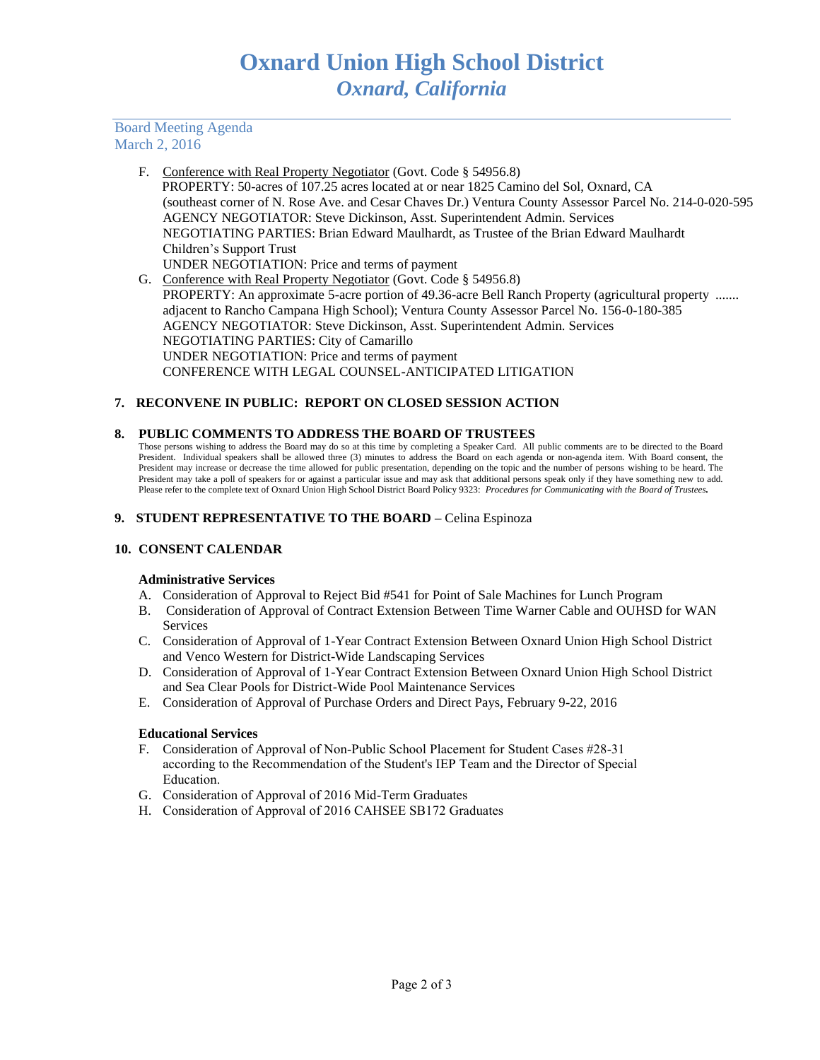# Oxnard Union High School District
## *Oxnard, California*

Board Meeting Agenda
March 2, 2016

F. Conference with Real Property Negotiator (Govt. Code § 54956.8)
PROPERTY: 50-acres of 107.25 acres located at or near 1825 Camino del Sol, Oxnard, CA (southeast corner of N. Rose Ave. and Cesar Chaves Dr.) Ventura County Assessor Parcel No. 214-0-020-595
AGENCY NEGOTIATOR: Steve Dickinson, Asst. Superintendent Admin. Services
NEGOTIATING PARTIES: Brian Edward Maulhardt, as Trustee of the Brian Edward Maulhardt Children's Support Trust
UNDER NEGOTIATION: Price and terms of payment

G. Conference with Real Property Negotiator (Govt. Code § 54956.8)
PROPERTY: An approximate 5-acre portion of 49.36-acre Bell Ranch Property (agricultural property ....... adjacent to Rancho Campana High School); Ventura County Assessor Parcel No. 156-0-180-385
AGENCY NEGOTIATOR: Steve Dickinson, Asst. Superintendent Admin. Services
NEGOTIATING PARTIES: City of Camarillo
UNDER NEGOTIATION: Price and terms of payment
CONFERENCE WITH LEGAL COUNSEL-ANTICIPATED LITIGATION

## 7. RECONVENE IN PUBLIC: REPORT ON CLOSED SESSION ACTION

## 8. PUBLIC COMMENTS TO ADDRESS THE BOARD OF TRUSTEES

Those persons wishing to address the Board may do so at this time by completing a Speaker Card. All public comments are to be directed to the Board President. Individual speakers shall be allowed three (3) minutes to address the Board on each agenda or non-agenda item. With Board consent, the President may increase or decrease the time allowed for public presentation, depending on the topic and the number of persons wishing to be heard. The President may take a poll of speakers for or against a particular issue and may ask that additional persons speak only if they have something new to add. Please refer to the complete text of Oxnard Union High School District Board Policy 9323: *Procedures for Communicating with the Board of Trustees.*

## 9. STUDENT REPRESENTATIVE TO THE BOARD – Celina Espinoza

## 10. CONSENT CALENDAR

**Administrative Services**

A. Consideration of Approval to Reject Bid #541 for Point of Sale Machines for Lunch Program
B. Consideration of Approval of Contract Extension Between Time Warner Cable and OUHSD for WAN Services
C. Consideration of Approval of 1-Year Contract Extension Between Oxnard Union High School District and Venco Western for District-Wide Landscaping Services
D. Consideration of Approval of 1-Year Contract Extension Between Oxnard Union High School District and Sea Clear Pools for District-Wide Pool Maintenance Services
E. Consideration of Approval of Purchase Orders and Direct Pays, February 9-22, 2016

**Educational Services**

F. Consideration of Approval of Non-Public School Placement for Student Cases #28-31 according to the Recommendation of the Student's IEP Team and the Director of Special Education.
G. Consideration of Approval of 2016 Mid-Term Graduates
H. Consideration of Approval of 2016 CAHSEE SB172 Graduates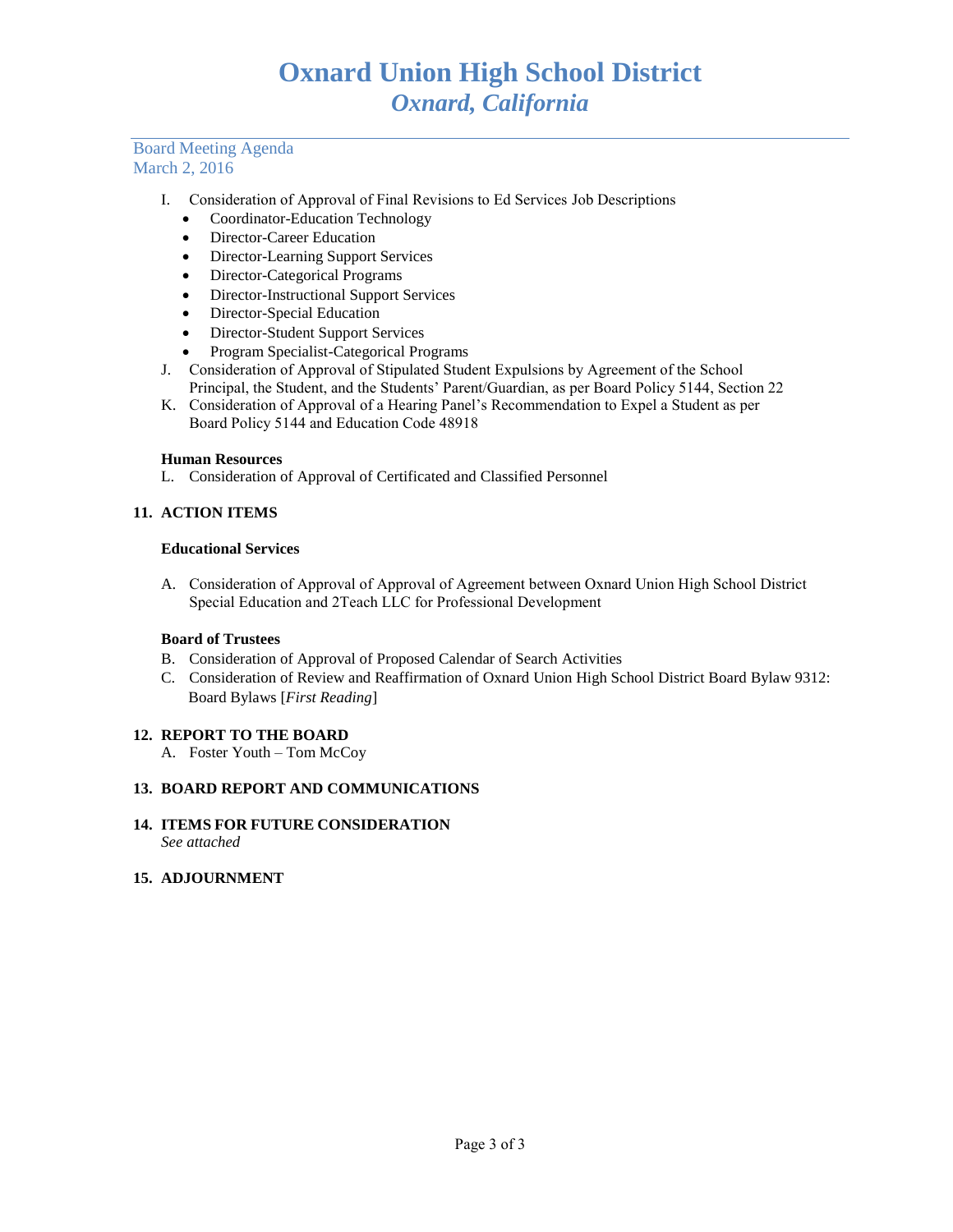I. Consideration of Approval of Final Revisions to Ed Services Job Descriptions
   - Coordinator-Education Technology
   - Director-Career Education
   - Director-Learning Support Services
   - Director-Categorical Programs
   - Director-Instructional Support Services
   - Director-Special Education
   - Director-Student Support Services
   - Program Specialist-Categorical Programs

J. Consideration of Approval of Stipulated Student Expulsions by Agreement of the School Principal, the Student, and the Students' Parent/Guardian, as per Board Policy 5144, Section 22

K. Consideration of Approval of a Hearing Panel's Recommendation to Expel a Student as per Board Policy 5144 and Education Code 48918

**Human Resources**

L. Consideration of Approval of Certificated and Classified Personnel

## 11. ACTION ITEMS

**Educational Services**

A. Consideration of Approval of Approval of Agreement between Oxnard Union High School District Special Education and 2Teach LLC for Professional Development

**Board of Trustees**

B. Consideration of Approval of Proposed Calendar of Search Activities

C. Consideration of Review and Reaffirmation of Oxnard Union High School District Board Bylaw 9312: Board Bylaws [*First Reading*]

## 12. REPORT TO THE BOARD

A. Foster Youth – Tom McCoy

## 13. BOARD REPORT AND COMMUNICATIONS

## 14. ITEMS FOR FUTURE CONSIDERATION

*See attached*

## 15. ADJOURNMENT